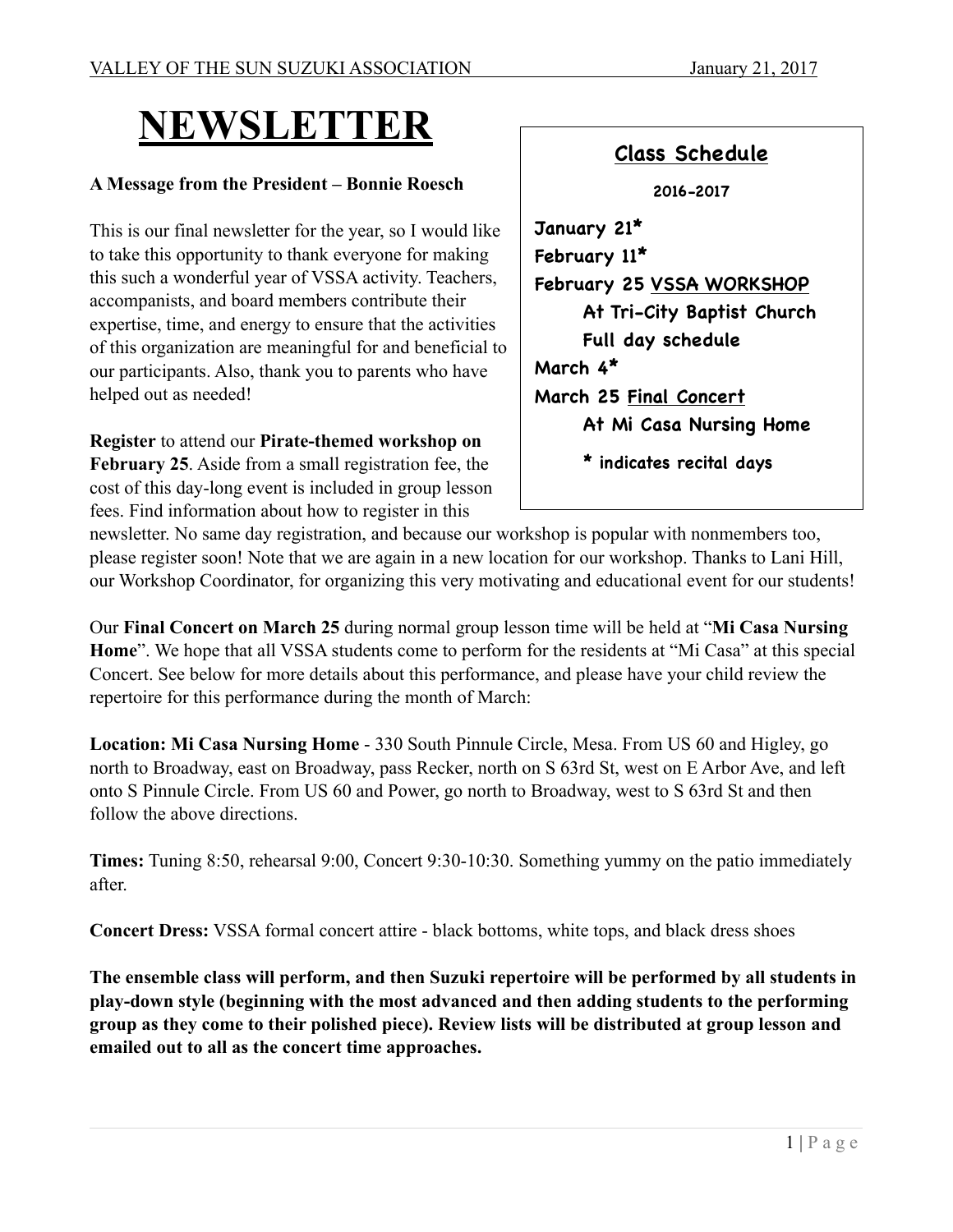VALLEY OF THE SUN SUZUKI ASSOCIATION January 21, 2017

# NEWSLETTER

**A Message from the President – Bonnie Roesch**

This is our final newsletter for the year, so I would like to take this opportunity to thank everyone for making this such a wonderful year of VSSA activity. Teachers, accompanists, and board members contribute their expertise, time, and energy to ensure that the activities of this organization are meaningful for and beneficial to our participants. Also, thank you to parents who have helped out as needed!

**Register** to attend our **Pirate-themed workshop on February 25**. Aside from a small registration fee, the cost of this day-long event is included in group lesson fees. Find information about how to register in this newsletter. No same day registration, and because our workshop is popular with nonmembers too, please register soon! Note that we are again in a new location for our workshop. Thanks to Lani Hill, our Workshop Coordinator, for organizing this very motivating and educational event for our students!

## Class Schedule

**2016-2017**

**January 21***
**February 11***
**February 25 VSSA WORKSHOP**
**At Tri-City Baptist Church**
**Full day schedule**
**March 4***
**March 25 Final Concert**
**At Mi Casa Nursing Home**

*** indicates recital days**

Our **Final Concert on March 25** during normal group lesson time will be held at "**Mi Casa Nursing Home**". We hope that all VSSA students come to perform for the residents at "Mi Casa" at this special Concert. See below for more details about this performance, and please have your child review the repertoire for this performance during the month of March:

**Location: Mi Casa Nursing Home** - 330 South Pinnule Circle, Mesa. From US 60 and Higley, go north to Broadway, east on Broadway, pass Recker, north on S 63rd St, west on E Arbor Ave, and left onto S Pinnule Circle. From US 60 and Power, go north to Broadway, west to S 63rd St and then follow the above directions.

**Times:** Tuning 8:50, rehearsal 9:00, Concert 9:30-10:30. Something yummy on the patio immediately after.

**Concert Dress:** VSSA formal concert attire - black bottoms, white tops, and black dress shoes

**The ensemble class will perform, and then Suzuki repertoire will be performed by all students in play-down style (beginning with the most advanced and then adding students to the performing group as they come to their polished piece). Review lists will be distributed at group lesson and emailed out to all as the concert time approaches.**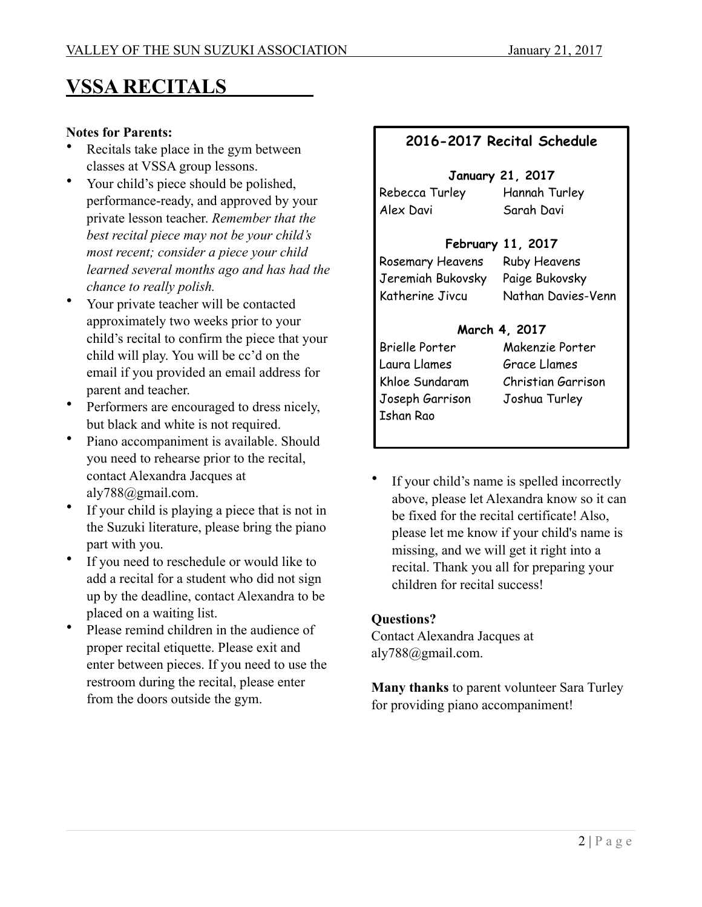# VSSA RECITALS

**Notes for Parents:**

- Recitals take place in the gym between classes at VSSA group lessons.
- Your child's piece should be polished, performance-ready, and approved by your private lesson teacher. *Remember that the best recital piece may not be your child's most recent; consider a piece your child learned several months ago and has had the chance to really polish.*
- Your private teacher will be contacted approximately two weeks prior to your child's recital to confirm the piece that your child will play. You will be cc'd on the email if you provided an email address for parent and teacher.
- Performers are encouraged to dress nicely, but black and white is not required.
- Piano accompaniment is available. Should you need to rehearse prior to the recital, contact Alexandra Jacques at aly788@gmail.com.
- If your child is playing a piece that is not in the Suzuki literature, please bring the piano part with you.
- If you need to reschedule or would like to add a recital for a student who did not sign up by the deadline, contact Alexandra to be placed on a waiting list.
- Please remind children in the audience of proper recital etiquette. Please exit and enter between pieces. If you need to use the restroom during the recital, please enter from the doors outside the gym.

**2016-2017 Recital Schedule**

**January 21, 2017**

| | |
|---|---|
| Rebecca Turley | Hannah Turley |
| Alex Davi | Sarah Davi |

**February 11, 2017**

| | |
|---|---|
| Rosemary Heavens | Ruby Heavens |
| Jeremiah Bukovsky | Paige Bukovsky |
| Katherine Jivcu | Nathan Davies-Venn |

**March 4, 2017**

| | |
|---|---|
| Brielle Porter | Makenzie Porter |
| Laura Llames | Grace Llames |
| Khloe Sundaram | Christian Garrison |
| Joseph Garrison | Joshua Turley |
| Ishan Rao | |

- If your child's name is spelled incorrectly above, please let Alexandra know so it can be fixed for the recital certificate! Also, please let me know if your child's name is missing, and we will get it right into a recital. Thank you all for preparing your children for recital success!

**Questions?**
Contact Alexandra Jacques at aly788@gmail.com.

**Many thanks** to parent volunteer Sara Turley for providing piano accompaniment!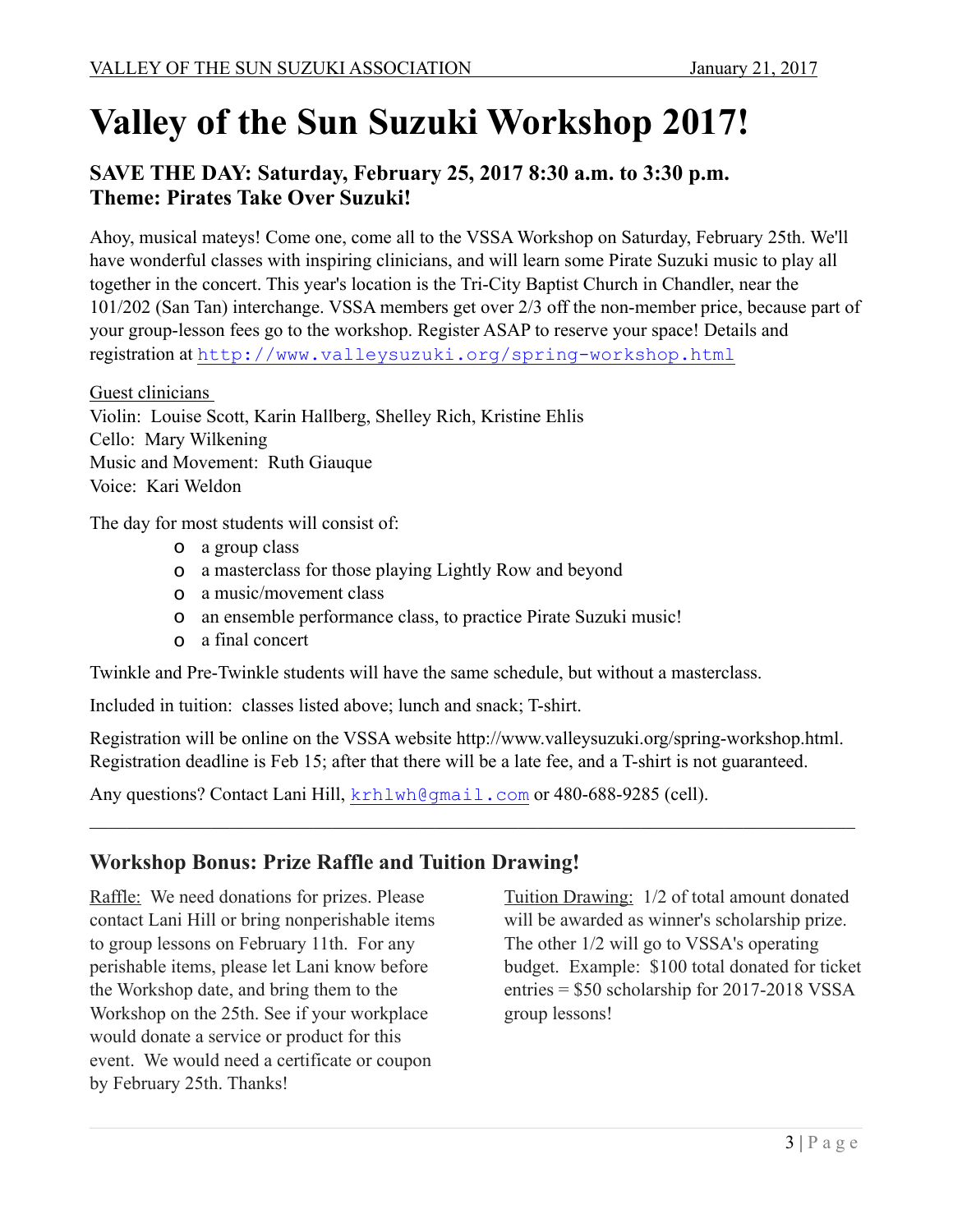# Valley of the Sun Suzuki Workshop 2017!

### SAVE THE DAY: Saturday, February 25, 2017 8:30 a.m. to 3:30 p.m.
### Theme: Pirates Take Over Suzuki!

Ahoy, musical mateys! Come one, come all to the VSSA Workshop on Saturday, February 25th. We'll have wonderful classes with inspiring clinicians, and will learn some Pirate Suzuki music to play all together in the concert. This year's location is the Tri-City Baptist Church in Chandler, near the 101/202 (San Tan) interchange. VSSA members get over 2/3 off the non-member price, because part of your group-lesson fees go to the workshop. Register ASAP to reserve your space! Details and registration at http://www.valleysuzuki.org/spring-workshop.html

Guest clinicians
Violin: Louise Scott, Karin Hallberg, Shelley Rich, Kristine Ehlis
Cello: Mary Wilkening
Music and Movement: Ruth Giauque
Voice: Kari Weldon

The day for most students will consist of:

- a group class
- a masterclass for those playing Lightly Row and beyond
- a music/movement class
- an ensemble performance class, to practice Pirate Suzuki music!
- a final concert

Twinkle and Pre-Twinkle students will have the same schedule, but without a masterclass.

Included in tuition: classes listed above; lunch and snack; T-shirt.

Registration will be online on the VSSA website http://www.valleysuzuki.org/spring-workshop.html. Registration deadline is Feb 15; after that there will be a late fee, and a T-shirt is not guaranteed.

Any questions? Contact Lani Hill, krhlwh@gmail.com or 480-688-9285 (cell).

---

## Workshop Bonus: Prize Raffle and Tuition Drawing!

Raffle: We need donations for prizes. Please contact Lani Hill or bring nonperishable items to group lessons on February 11th. For any perishable items, please let Lani know before the Workshop date, and bring them to the Workshop on the 25th. See if your workplace would donate a service or product for this event. We would need a certificate or coupon by February 25th. Thanks!

Tuition Drawing: 1/2 of total amount donated will be awarded as winner's scholarship prize. The other 1/2 will go to VSSA's operating budget. Example: $100 total donated for ticket entries = $50 scholarship for 2017-2018 VSSA group lessons!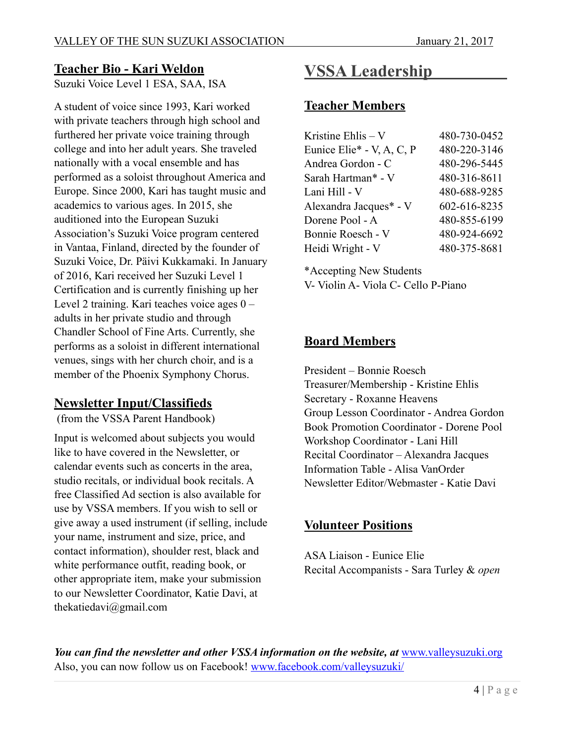## Teacher Bio - Kari Weldon

Suzuki Voice Level 1 ESA, SAA, ISA

A student of voice since 1993, Kari worked with private teachers through high school and furthered her private voice training through college and into her adult years. She traveled nationally with a vocal ensemble and has performed as a soloist throughout America and Europe. Since 2000, Kari has taught music and academics to various ages. In 2015, she auditioned into the European Suzuki Association's Suzuki Voice program centered in Vantaa, Finland, directed by the founder of Suzuki Voice, Dr. Päivi Kukkamaki. In January of 2016, Kari received her Suzuki Level 1 Certification and is currently finishing up her Level 2 training. Kari teaches voice ages 0 – adults in her private studio and through Chandler School of Fine Arts. Currently, she performs as a soloist in different international venues, sings with her church choir, and is a member of the Phoenix Symphony Chorus.

## Newsletter Input/Classifieds

(from the VSSA Parent Handbook)

Input is welcomed about subjects you would like to have covered in the Newsletter, or calendar events such as concerts in the area, studio recitals, or individual book recitals. A free Classified Ad section is also available for use by VSSA members. If you wish to sell or give away a used instrument (if selling, include your name, instrument and size, price, and contact information), shoulder rest, black and white performance outfit, reading book, or other appropriate item, make your submission to our Newsletter Coordinator, Katie Davi, at thekatiedavi@gmail.com

# VSSA Leadership

## Teacher Members

| | |
|---|---|
| Kristine Ehlis – V | 480-730-0452 |
| Eunice Elie* - V, A, C, P | 480-220-3146 |
| Andrea Gordon - C | 480-296-5445 |
| Sarah Hartman* - V | 480-316-8611 |
| Lani Hill - V | 480-688-9285 |
| Alexandra Jacques* - V | 602-616-8235 |
| Dorene Pool - A | 480-855-6199 |
| Bonnie Roesch - V | 480-924-6692 |
| Heidi Wright - V | 480-375-8681 |

*Accepting New Students
V- Violin A- Viola C- Cello P-Piano

## Board Members

President – Bonnie Roesch
Treasurer/Membership - Kristine Ehlis
Secretary - Roxanne Heavens
Group Lesson Coordinator - Andrea Gordon
Book Promotion Coordinator - Dorene Pool
Workshop Coordinator - Lani Hill
Recital Coordinator – Alexandra Jacques
Information Table - Alisa VanOrder
Newsletter Editor/Webmaster - Katie Davi

## Volunteer Positions

ASA Liaison - Eunice Elie
Recital Accompanists - Sara Turley & *open*

***You can find the newsletter and other VSSA information on the website, at*** www.valleysuzuki.org
Also, you can now follow us on Facebook! www.facebook.com/valleysuzuki/